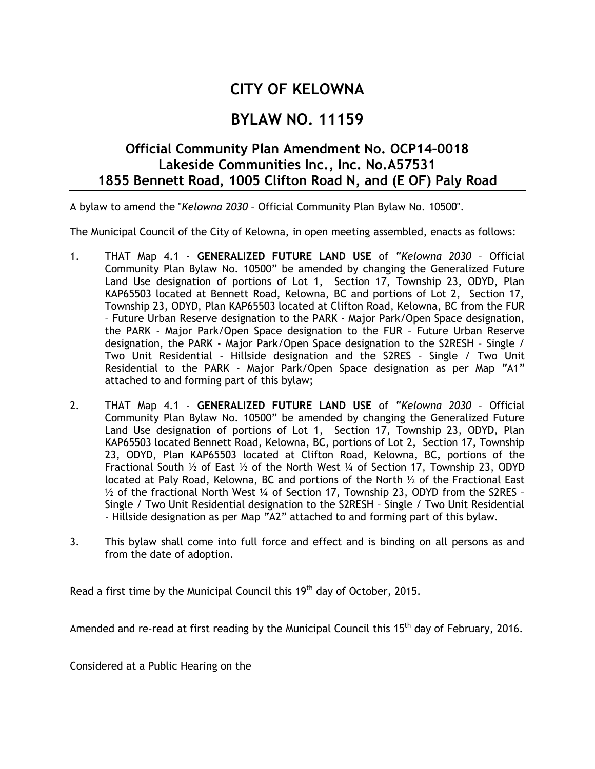# CITY OF KELOWNA

# BYLAW NO. 11159

## Official Community Plan Amendment No. OCP14–0018
## Lakeside Communities Inc., Inc. No.A57531
## 1855 Bennett Road, 1005 Clifton Road N, and (E OF) Paly Road

A bylaw to amend the "*Kelowna 2030* – Official Community Plan Bylaw No. 10500".

The Municipal Council of the City of Kelowna, in open meeting assembled, enacts as follows:

1. THAT Map 4.1 - **GENERALIZED FUTURE LAND USE** of "*Kelowna 2030* – Official Community Plan Bylaw No. 10500" be amended by changing the Generalized Future Land Use designation of portions of Lot 1, Section 17, Township 23, ODYD, Plan KAP65503 located at Bennett Road, Kelowna, BC and portions of Lot 2, Section 17, Township 23, ODYD, Plan KAP65503 located at Clifton Road, Kelowna, BC from the FUR – Future Urban Reserve designation to the PARK - Major Park/Open Space designation, the PARK - Major Park/Open Space designation to the FUR – Future Urban Reserve designation, the PARK - Major Park/Open Space designation to the S2RESH – Single / Two Unit Residential - Hillside designation and the S2RES – Single / Two Unit Residential to the PARK - Major Park/Open Space designation as per Map "A1" attached to and forming part of this bylaw;

2. THAT Map 4.1 - **GENERALIZED FUTURE LAND USE** of "*Kelowna 2030* – Official Community Plan Bylaw No. 10500" be amended by changing the Generalized Future Land Use designation of portions of Lot 1, Section 17, Township 23, ODYD, Plan KAP65503 located Bennett Road, Kelowna, BC, portions of Lot 2, Section 17, Township 23, ODYD, Plan KAP65503 located at Clifton Road, Kelowna, BC, portions of the Fractional South ½ of East ½ of the North West ¼ of Section 17, Township 23, ODYD located at Paly Road, Kelowna, BC and portions of the North ½ of the Fractional East ½ of the fractional North West ¼ of Section 17, Township 23, ODYD from the S2RES – Single / Two Unit Residential designation to the S2RESH – Single / Two Unit Residential - Hillside designation as per Map "A2" attached to and forming part of this bylaw.

3. This bylaw shall come into full force and effect and is binding on all persons as and from the date of adoption.

Read a first time by the Municipal Council this 19th day of October, 2015.

Amended and re-read at first reading by the Municipal Council this 15th day of February, 2016.

Considered at a Public Hearing on the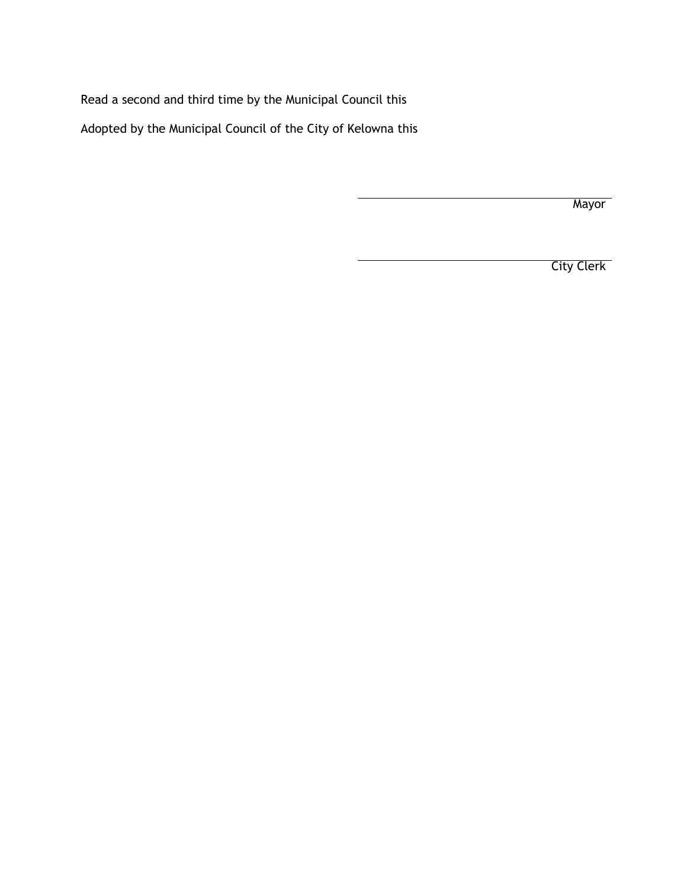Read a second and third time by the Municipal Council this

Adopted by the Municipal Council of the City of Kelowna this

\_\_\_\_\_\_\_\_\_\_\_\_\_\_\_\_\_\_\_\_\_\_\_\_\_\_\_\_\_\_\_\_\_\_\_\_\_\_

Mayor

\_\_\_\_\_\_\_\_\_\_\_\_\_\_\_\_\_\_\_\_\_\_\_\_\_\_\_\_\_\_\_\_\_\_\_\_\_\_

City Clerk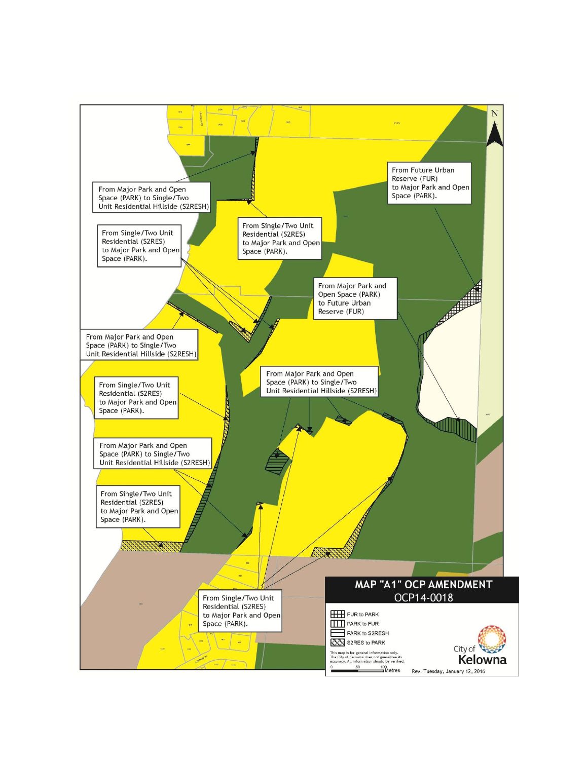# MAP "A1" OCP AMENDMENT

## OCP14-0018

From Major Park and Open Space (PARK) to Single/Two Unit Residential Hillside (S2RESH)

From Single/Two Unit Residential (S2RES) to Major Park and Open Space (PARK).

From Single/Two Unit Residential (S2RES) to Major Park and Open Space (PARK).

From Future Urban Reserve (FUR) to Major Park and Open Space (PARK).

From Major Park and Open Space (PARK) to Future Urban Reserve (FUR)

From Major Park and Open Space (PARK) to Single/Two Unit Residential Hillside (S2RESH)

From Major Park and Open Space (PARK) to Single/Two Unit Residential Hillside (S2RESH)

From Single/Two Unit Residential (S2RES) to Major Park and Open Space (PARK).

From Major Park and Open Space (PARK) to Single/Two Unit Residential Hillside (S2RESH)

From Single/Two Unit Residential (S2RES) to Major Park and Open Space (PARK).

From Single/Two Unit Residential (S2RES) to Major Park and Open Space (PARK).

- FUR to PARK
- PARK to FUR
- PARK to S2RESH
- S2RES to PARK

This map is for general information only. The City of Kelowna does not guarantee its accuracy. All information should be verified.

0 50 100 Metres

City of Kelowna

Rev. Tuesday, January 12, 2016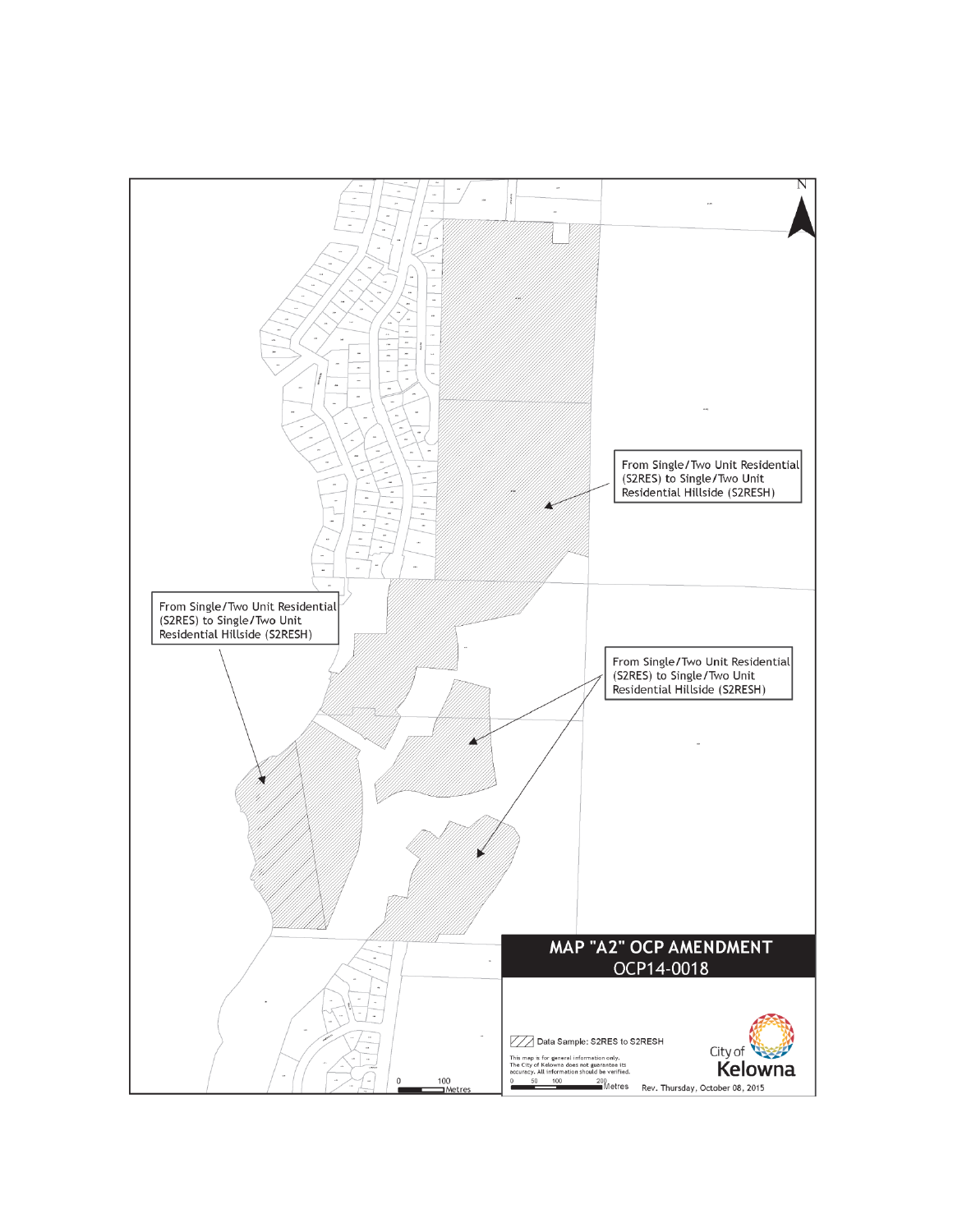N

From Single/Two Unit Residential (S2RES) to Single/Two Unit Residential Hillside (S2RESH)

From Single/Two Unit Residential (S2RES) to Single/Two Unit Residential Hillside (S2RESH)

From Single/Two Unit Residential (S2RES) to Single/Two Unit Residential Hillside (S2RESH)

0 100
Metres

# MAP "A2" OCP AMENDMENT

## OCP14-0018

Data Sample: S2RES to S2RESH

This map is for general information only. The City of Kelowna does not guarantee its accuracy. All information should be verified.

0 50 100 200
Metres

City of Kelowna

Rev. Thursday, October 08, 2015